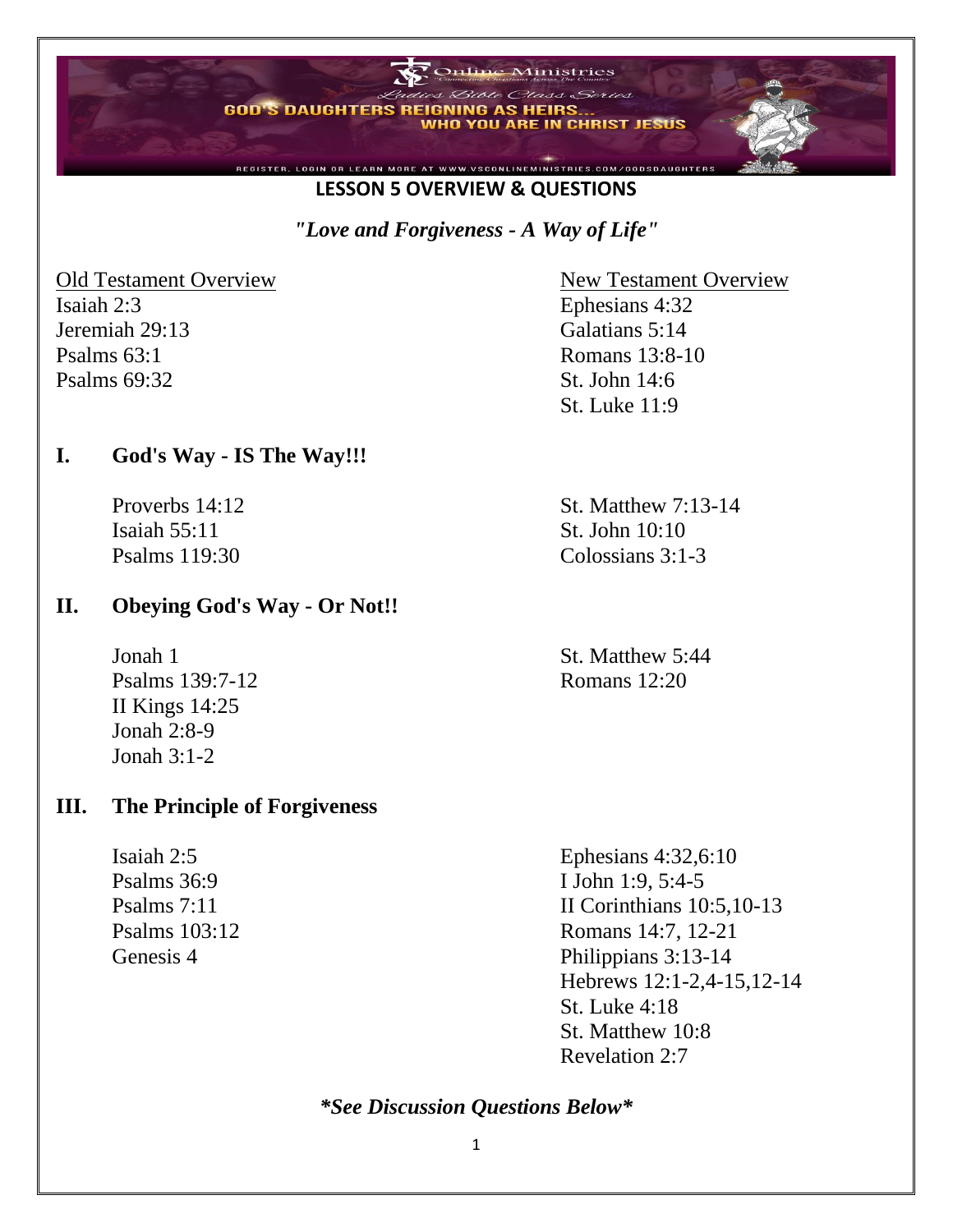Online Ministries

"Connecting Christians Across The Country"

*Ladies Bible Class Series*

**GOD'S DAUGHTERS REIGNING AS HEIRS... WHO YOU ARE IN CHRIST JESUS**

REGISTER, LOGIN OR LEARN MORE AT WWW.VSCONLINEMINISTRIES.COM/GODSDAUGHTERS

## LESSON 5 OVERVIEW & QUESTIONS

***"Love and Forgiveness - A Way of Life"***

Old Testament Overview

Isaiah 2:3
Jeremiah 29:13
Psalms 63:1
Psalms 69:32

New Testament Overview

Ephesians 4:32
Galatians 5:14
Romans 13:8-10
St. John 14:6
St. Luke 11:9

### I. God's Way - IS The Way!!!

Proverbs 14:12
Isaiah 55:11
Psalms 119:30

St. Matthew 7:13-14
St. John 10:10
Colossians 3:1-3

### II. Obeying God's Way - Or Not!!

Jonah 1
Psalms 139:7-12
II Kings 14:25
Jonah 2:8-9
Jonah 3:1-2

St. Matthew 5:44
Romans 12:20

### III. The Principle of Forgiveness

Isaiah 2:5
Psalms 36:9
Psalms 7:11
Psalms 103:12
Genesis 4

Ephesians 4:32,6:10
I John 1:9, 5:4-5
II Corinthians 10:5,10-13
Romans 14:7, 12-21
Philippians 3:13-14
Hebrews 12:1-2,4-15,12-14
St. Luke 4:18
St. Matthew 10:8
Revelation 2:7

***\*See Discussion Questions Below\****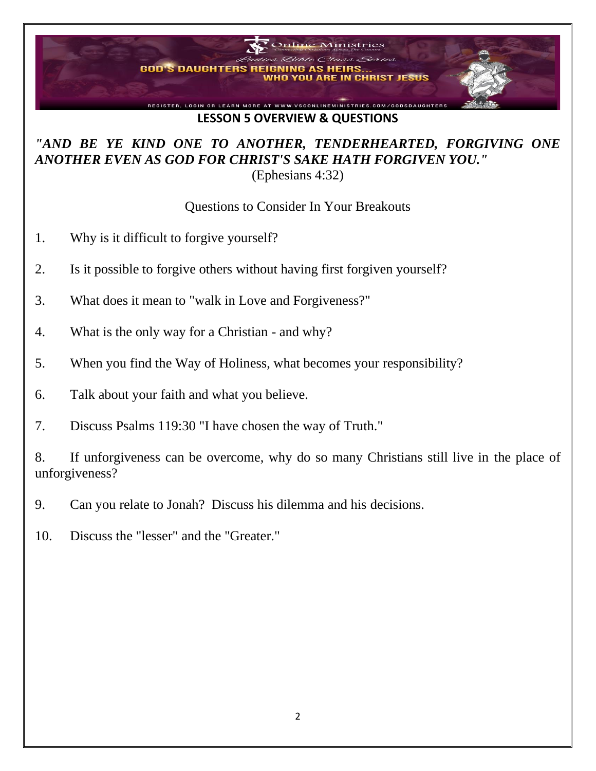## LESSON 5 OVERVIEW & QUESTIONS

***"AND BE YE KIND ONE TO ANOTHER, TENDERHEARTED, FORGIVING ONE ANOTHER EVEN AS GOD FOR CHRIST'S SAKE HATH FORGIVEN YOU."***
(Ephesians 4:32)

Questions to Consider In Your Breakouts

1. Why is it difficult to forgive yourself?
2. Is it possible to forgive others without having first forgiven yourself?
3. What does it mean to "walk in Love and Forgiveness?"
4. What is the only way for a Christian - and why?
5. When you find the Way of Holiness, what becomes your responsibility?
6. Talk about your faith and what you believe.
7. Discuss Psalms 119:30 "I have chosen the way of Truth."
8. If unforgiveness can be overcome, why do so many Christians still live in the place of unforgiveness?
9. Can you relate to Jonah? Discuss his dilemma and his decisions.
10. Discuss the "lesser" and the "Greater."